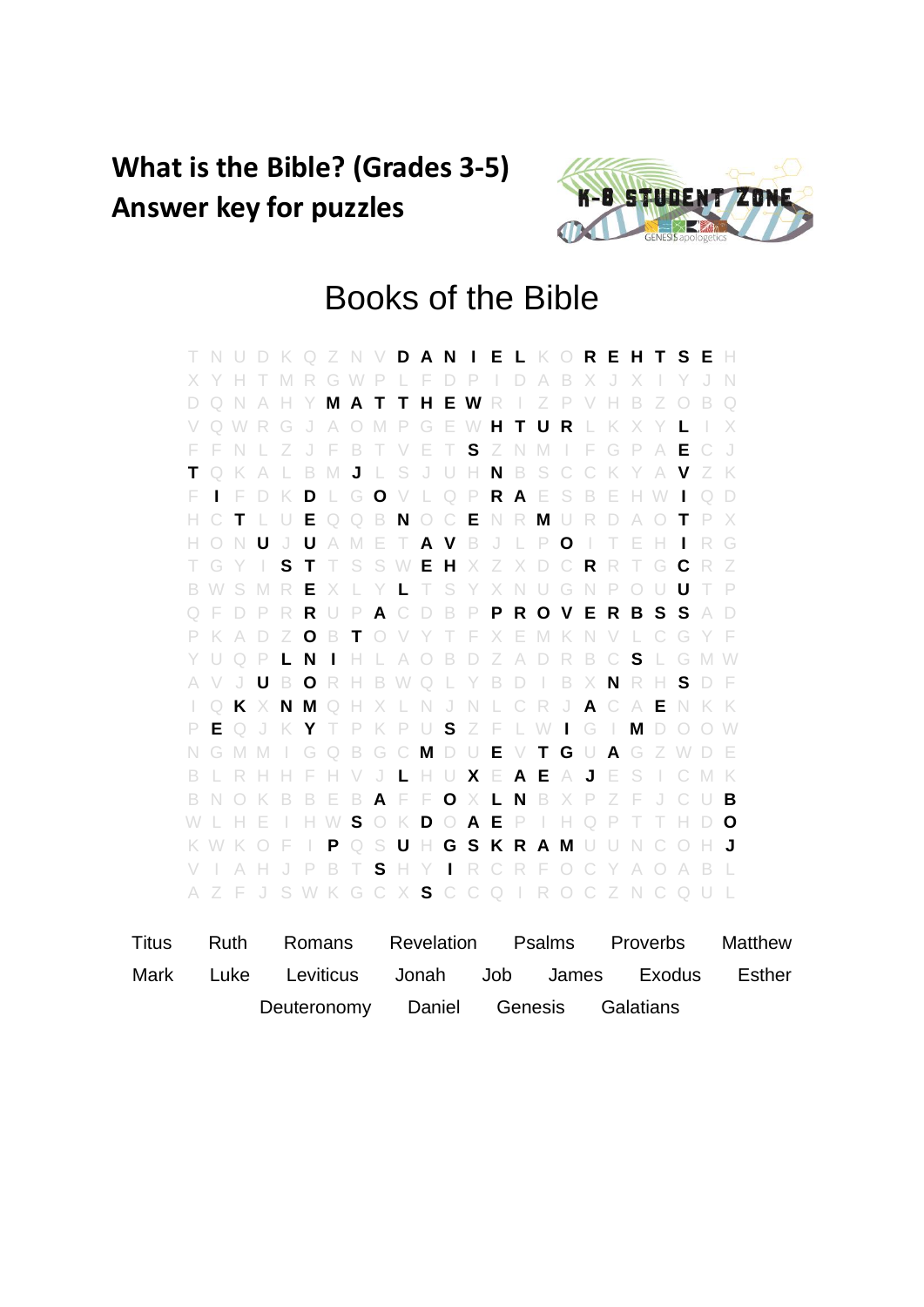**What is the Bible? (Grades 3-5)**
**Answer key for puzzles**

# Books of the Bible

```
T N U D K Q Z N V D A N I E L K O R E H T S E H
X Y H T M R G W P L F D P I D A B X J X I Y J N
D Q N A H Y M A T T H E W R I Z P V H B Z O B Q
V Q W R G J A O M P G E W H T U R L K X Y L I X
F F N L Z J F B T V E T S Z N M I F G P A E C J
T Q K A L B M J L S J U H N B S C C K Y A V Z K
F I F D K D L G O V L Q P R A E S B E H W I Q D
H C T L U E Q Q B N O C E N R M U R D A O T P X
H O N U J U A M E T A V B J L P O I T E H I R G
T G Y I S T T S S W E H X Z X D C R R T G C R Z
B W S M R E X L Y L T S Y X N U G N P O U U T P
Q F D P R R U P A C D B P P R O V E R B S S A D
P K A D Z O B T O V Y T F X E M K N V L C G Y F
Y U Q P L N I H L A O B D Z A D R B C S L G M W
A V J U B O R H B W Q L Y B D I B X N R H S D F
I Q K X N M Q H X L N J N L C R J A C A E N K K
P E Q J K Y T P K P U S Z F L W I G I M D O O W
N G M M I G Q B G C M D U E V T G U A G Z W D E
B L R H H F H V J L H U X E A E A J E S I C M K
B N O K B B E B A F F O X L N B X P Z F J C U B
W L H E I H W S O K D O A E P I H Q P T T H D O
K W K O F I P Q S U H G S K R A M U U N C O H J
V I A H J P B T S H Y I R C R F O C Y A O A B L
A Z F J S W K G C X S C C Q I R O C Z N C Q U L
```

| | | | | | | |
|---|---|---|---|---|---|---|
| Titus | Ruth | Romans | Revelation | Psalms | Proverbs | Matthew |
| Mark | Luke | Leviticus | Jonah | Job | James | Exodus | Esther |
| | Deuteronomy | Daniel | Genesis | Galatians | | |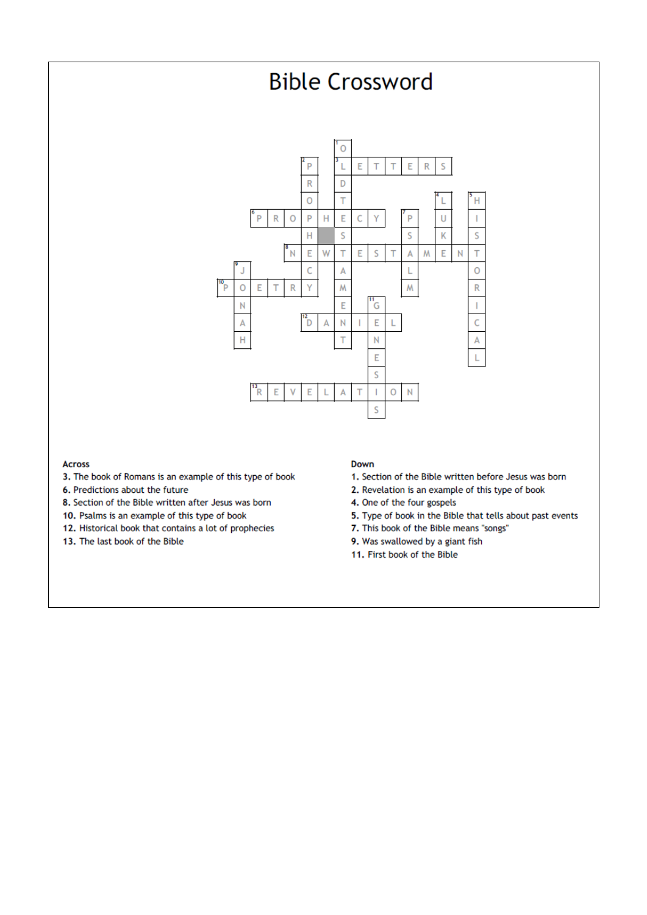# Bible Crossword

**Across**

**3.** The book of Romans is an example of this type of book

**6.** Predictions about the future

**8.** Section of the Bible written after Jesus was born

**10.** Psalms is an example of this type of book

**12.** Historical book that contains a lot of prophecies

**13.** The last book of the Bible

**Down**

**1.** Section of the Bible written before Jesus was born

**2.** Revelation is an example of this type of book

**4.** One of the four gospels

**5.** Type of book in the Bible that tells about past events

**7.** This book of the Bible means "songs"

**9.** Was swallowed by a giant fish

**11.** First book of the Bible